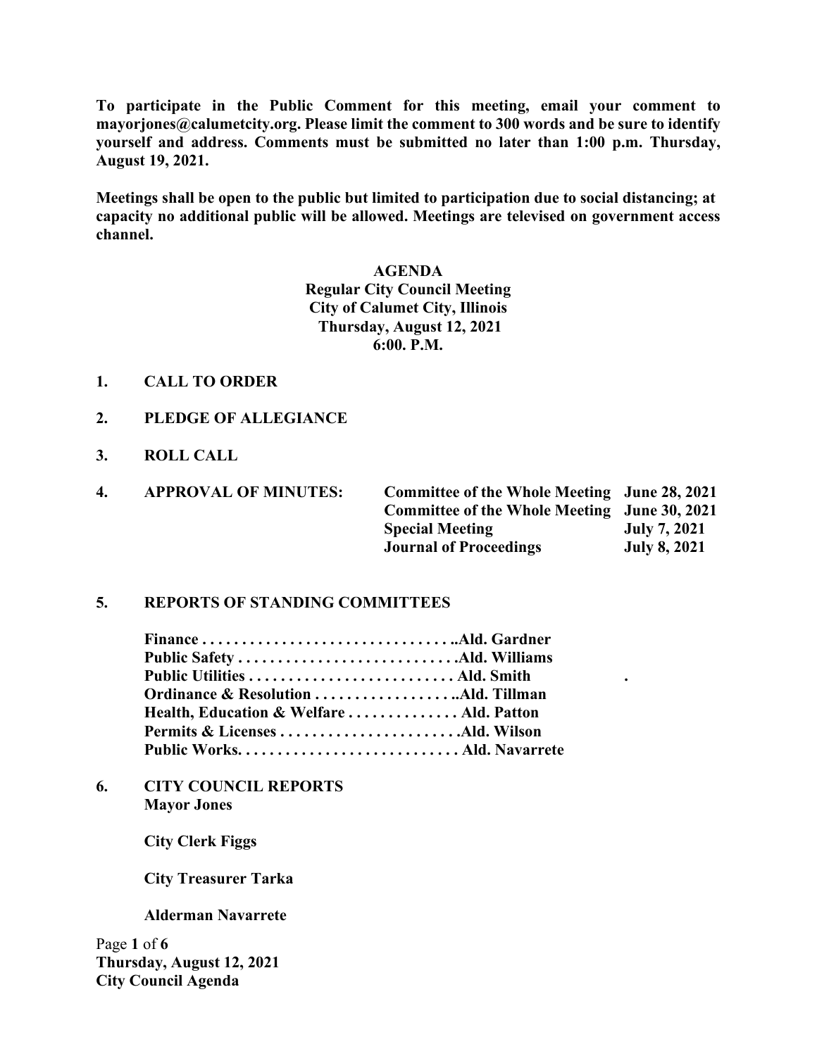**To participate in the Public Comment for this meeting, email your comment to mayorjones@calumetcity.org. Please limit the comment to 300 words and be sure to identify yourself and address. Comments must be submitted no later than 1:00 p.m. Thursday, August 19, 2021.**

**Meetings shall be open to the public but limited to participation due to social distancing; at capacity no additional public will be allowed. Meetings are televised on government access channel.**

# AGENDA
## Regular City Council Meeting
## City of Calumet City, Illinois
## Thursday, August 12, 2021
## 6:00. P.M.

**1. CALL TO ORDER**

**2. PLEDGE OF ALLEGIANCE**

**3. ROLL CALL**

**4. APPROVAL OF MINUTES:**

| | |
|---|---|
| **Committee of the Whole Meeting** | **June 28, 2021** |
| **Committee of the Whole Meeting** | **June 30, 2021** |
| **Special Meeting** | **July 7, 2021** |
| **Journal of Proceedings** | **July 8, 2021** |

**5. REPORTS OF STANDING COMMITTEES**

**Finance . . . . . . . . . . . . . . . . . . . . . . . . . . . . . . . ..Ald. Gardner**
**Public Safety . . . . . . . . . . . . . . . . . . . . . . . . . . . .Ald. Williams**
**Public Utilities . . . . . . . . . . . . . . . . . . . . . . . . . . Ald. Smith**
**Ordinance & Resolution . . . . . . . . . . . . . . . . . ..Ald. Tillman**
**Health, Education & Welfare . . . . . . . . . . . . . . Ald. Patton**
**Permits & Licenses . . . . . . . . . . . . . . . . . . . . . . .Ald. Wilson**
**Public Works. . . . . . . . . . . . . . . . . . . . . . . . . . . . Ald. Navarrete**

**6. CITY COUNCIL REPORTS**

**Mayor Jones**

**City Clerk Figgs**

**City Treasurer Tarka**

**Alderman Navarrete**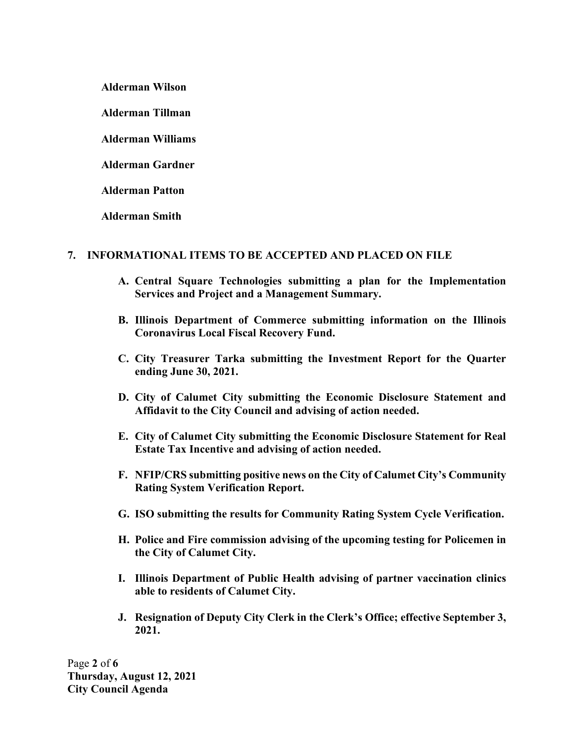**Alderman Wilson**

**Alderman Tillman**

**Alderman Williams**

**Alderman Gardner**

**Alderman Patton**

**Alderman Smith**

## 7. INFORMATIONAL ITEMS TO BE ACCEPTED AND PLACED ON FILE

**A. Central Square Technologies submitting a plan for the Implementation Services and Project and a Management Summary.**

**B. Illinois Department of Commerce submitting information on the Illinois Coronavirus Local Fiscal Recovery Fund.**

**C. City Treasurer Tarka submitting the Investment Report for the Quarter ending June 30, 2021.**

**D. City of Calumet City submitting the Economic Disclosure Statement and Affidavit to the City Council and advising of action needed.**

**E. City of Calumet City submitting the Economic Disclosure Statement for Real Estate Tax Incentive and advising of action needed.**

**F. NFIP/CRS submitting positive news on the City of Calumet City's Community Rating System Verification Report.**

**G. ISO submitting the results for Community Rating System Cycle Verification.**

**H. Police and Fire commission advising of the upcoming testing for Policemen in the City of Calumet City.**

**I. Illinois Department of Public Health advising of partner vaccination clinics able to residents of Calumet City.**

**J. Resignation of Deputy City Clerk in the Clerk's Office; effective September 3, 2021.**

**Thursday, August 12, 2021**
**City Council Agenda**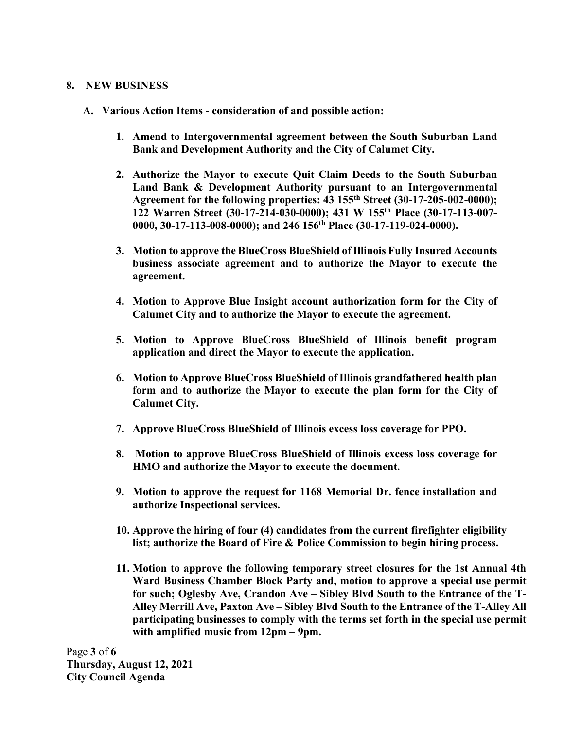## 8. NEW BUSINESS

### A. Various Action Items - consideration of and possible action:

1. **Amend to Intergovernmental agreement between the South Suburban Land Bank and Development Authority and the City of Calumet City.**

2. **Authorize the Mayor to execute Quit Claim Deeds to the South Suburban Land Bank & Development Authority pursuant to an Intergovernmental Agreement for the following properties: 43 155th Street (30-17-205-002-0000); 122 Warren Street (30-17-214-030-0000); 431 W 155th Place (30-17-113-007-0000, 30-17-113-008-0000); and 246 156th Place (30-17-119-024-0000).**

3. **Motion to approve the BlueCross BlueShield of Illinois Fully Insured Accounts business associate agreement and to authorize the Mayor to execute the agreement.**

4. **Motion to Approve Blue Insight account authorization form for the City of Calumet City and to authorize the Mayor to execute the agreement.**

5. **Motion to Approve BlueCross BlueShield of Illinois benefit program application and direct the Mayor to execute the application.**

6. **Motion to Approve BlueCross BlueShield of Illinois grandfathered health plan form and to authorize the Mayor to execute the plan form for the City of Calumet City.**

7. **Approve BlueCross BlueShield of Illinois excess loss coverage for PPO.**

8. **Motion to approve BlueCross BlueShield of Illinois excess loss coverage for HMO and authorize the Mayor to execute the document.**

9. **Motion to approve the request for 1168 Memorial Dr. fence installation and authorize Inspectional services.**

10. **Approve the hiring of four (4) candidates from the current firefighter eligibility list; authorize the Board of Fire & Police Commission to begin hiring process.**

11. **Motion to approve the following temporary street closures for the 1st Annual 4th Ward Business Chamber Block Party and, motion to approve a special use permit for such; Oglesby Ave, Crandon Ave – Sibley Blvd South to the Entrance of the T-Alley Merrill Ave, Paxton Ave – Sibley Blvd South to the Entrance of the T-Alley All participating businesses to comply with the terms set forth in the special use permit with amplified music from 12pm – 9pm.**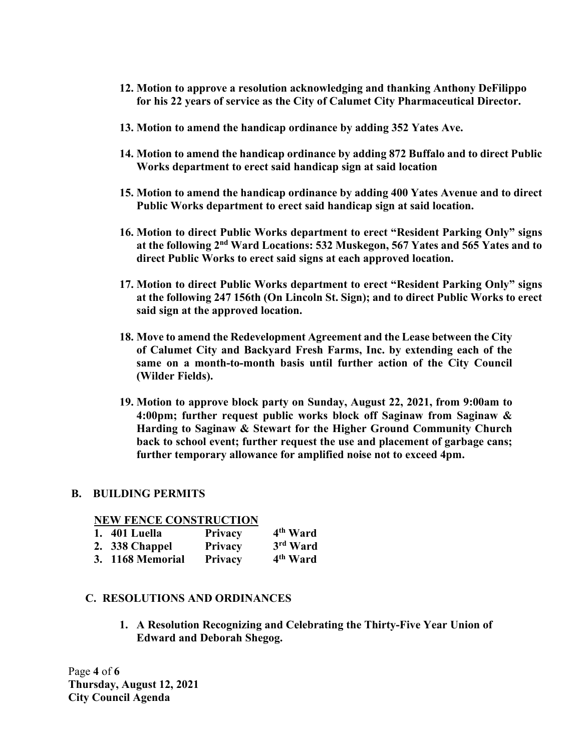12. **Motion to approve a resolution acknowledging and thanking Anthony DeFilippo for his 22 years of service as the City of Calumet City Pharmaceutical Director.**

13. **Motion to amend the handicap ordinance by adding 352 Yates Ave.**

14. **Motion to amend the handicap ordinance by adding 872 Buffalo and to direct Public Works department to erect said handicap sign at said location**

15. **Motion to amend the handicap ordinance by adding 400 Yates Avenue and to direct Public Works department to erect said handicap sign at said location.**

16. **Motion to direct Public Works department to erect "Resident Parking Only" signs at the following 2nd Ward Locations: 532 Muskegon, 567 Yates and 565 Yates and to direct Public Works to erect said signs at each approved location.**

17. **Motion to direct Public Works department to erect "Resident Parking Only" signs at the following 247 156th (On Lincoln St. Sign); and to direct Public Works to erect said sign at the approved location.**

18. **Move to amend the Redevelopment Agreement and the Lease between the City of Calumet City and Backyard Fresh Farms, Inc. by extending each of the same on a month-to-month basis until further action of the City Council (Wilder Fields).**

19. **Motion to approve block party on Sunday, August 22, 2021, from 9:00am to 4:00pm; further request public works block off Saginaw from Saginaw & Harding to Saginaw & Stewart for the Higher Ground Community Church back to school event; further request the use and placement of garbage cans; further temporary allowance for amplified noise not to exceed 4pm.**

## B. BUILDING PERMITS

**NEW FENCE CONSTRUCTION**

| | | |
|---|---|---|
| **1. 401 Luella** | **Privacy** | **4th Ward** |
| **2. 338 Chappel** | **Privacy** | **3rd Ward** |
| **3. 1168 Memorial** | **Privacy** | **4th Ward** |

## C. RESOLUTIONS AND ORDINANCES

1. **A Resolution Recognizing and Celebrating the Thirty-Five Year Union of Edward and Deborah Shegog.**

**Thursday, August 12, 2021**
**City Council Agenda**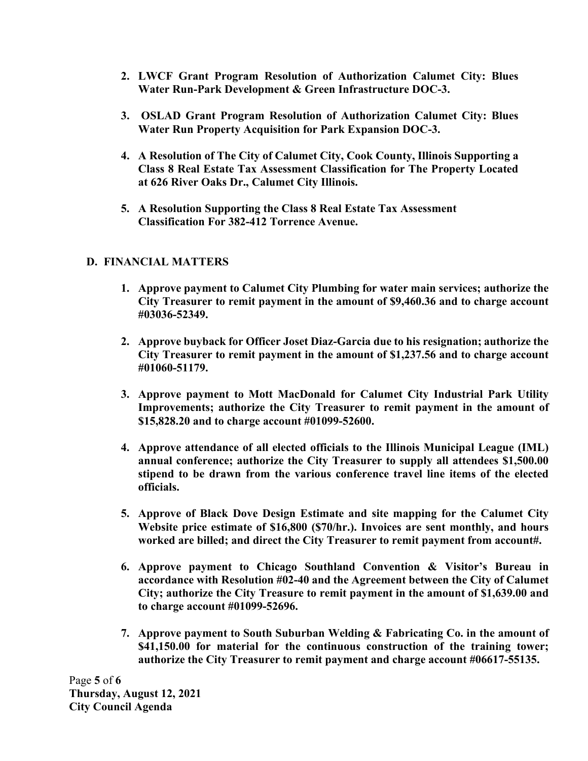2. **LWCF Grant Program Resolution of Authorization Calumet City: Blues Water Run-Park Development & Green Infrastructure DOC-3.**

3. **OSLAD Grant Program Resolution of Authorization Calumet City: Blues Water Run Property Acquisition for Park Expansion DOC-3.**

4. **A Resolution of The City of Calumet City, Cook County, Illinois Supporting a Class 8 Real Estate Tax Assessment Classification for The Property Located at 626 River Oaks Dr., Calumet City Illinois.**

5. **A Resolution Supporting the Class 8 Real Estate Tax Assessment Classification For 382-412 Torrence Avenue.**

## D. FINANCIAL MATTERS

1. **Approve payment to Calumet City Plumbing for water main services; authorize the City Treasurer to remit payment in the amount of $9,460.36 and to charge account #03036-52349.**

2. **Approve buyback for Officer Joset Diaz-Garcia due to his resignation; authorize the City Treasurer to remit payment in the amount of $1,237.56 and to charge account #01060-51179.**

3. **Approve payment to Mott MacDonald for Calumet City Industrial Park Utility Improvements; authorize the City Treasurer to remit payment in the amount of $15,828.20 and to charge account #01099-52600.**

4. **Approve attendance of all elected officials to the Illinois Municipal League (IML) annual conference; authorize the City Treasurer to supply all attendees $1,500.00 stipend to be drawn from the various conference travel line items of the elected officials.**

5. **Approve of Black Dove Design Estimate and site mapping for the Calumet City Website price estimate of $16,800 ($70/hr.). Invoices are sent monthly, and hours worked are billed; and direct the City Treasurer to remit payment from account#.**

6. **Approve payment to Chicago Southland Convention & Visitor's Bureau in accordance with Resolution #02-40 and the Agreement between the City of Calumet City; authorize the City Treasure to remit payment in the amount of $1,639.00 and to charge account #01099-52696.**

7. **Approve payment to South Suburban Welding & Fabricating Co. in the amount of $41,150.00 for material for the continuous construction of the training tower; authorize the City Treasurer to remit payment and charge account #06617-55135.**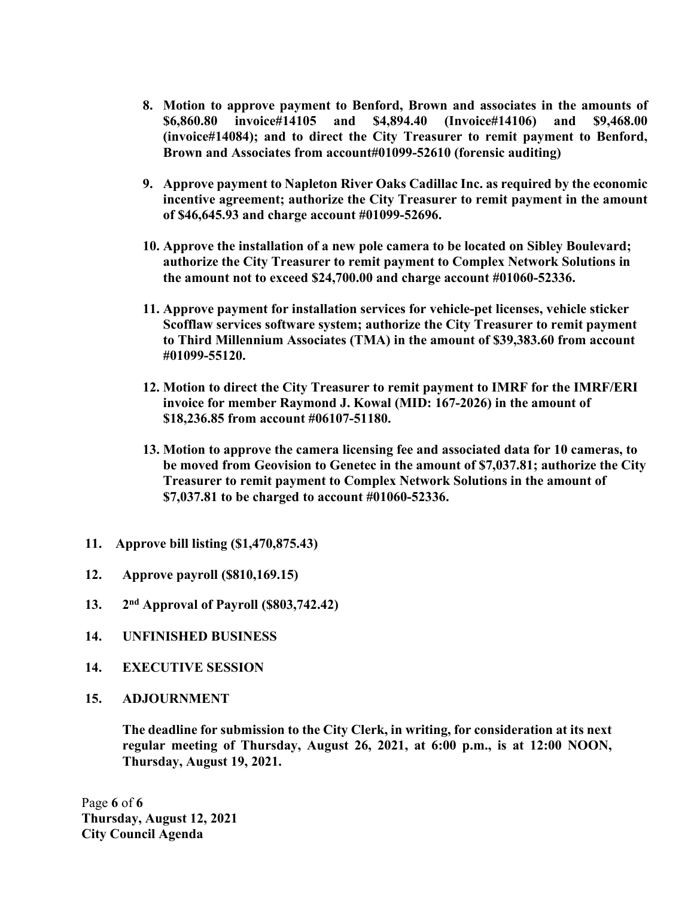8. **Motion to approve payment to Benford, Brown and associates in the amounts of $6,860.80 invoice#14105 and $4,894.40 (Invoice#14106) and $9,468.00 (invoice#14084); and to direct the City Treasurer to remit payment to Benford, Brown and Associates from account#01099-52610 (forensic auditing)**

9. **Approve payment to Napleton River Oaks Cadillac Inc. as required by the economic incentive agreement; authorize the City Treasurer to remit payment in the amount of $46,645.93 and charge account #01099-52696.**

10. **Approve the installation of a new pole camera to be located on Sibley Boulevard; authorize the City Treasurer to remit payment to Complex Network Solutions in the amount not to exceed $24,700.00 and charge account #01060-52336.**

11. **Approve payment for installation services for vehicle-pet licenses, vehicle sticker Scofflaw services software system; authorize the City Treasurer to remit payment to Third Millennium Associates (TMA) in the amount of $39,383.60 from account #01099-55120.**

12. **Motion to direct the City Treasurer to remit payment to IMRF for the IMRF/ERI invoice for member Raymond J. Kowal (MID: 167-2026) in the amount of $18,236.85 from account #06107-51180.**

13. **Motion to approve the camera licensing fee and associated data for 10 cameras, to be moved from Geovision to Genetec in the amount of $7,037.81; authorize the City Treasurer to remit payment to Complex Network Solutions in the amount of $7,037.81 to be charged to account #01060-52336.**

**11. Approve bill listing ($1,470,875.43)**

**12. Approve payroll ($810,169.15)**

**13. 2nd Approval of Payroll ($803,742.42)**

**14. UNFINISHED BUSINESS**

**14. EXECUTIVE SESSION**

**15. ADJOURNMENT**

**The deadline for submission to the City Clerk, in writing, for consideration at its next regular meeting of Thursday, August 26, 2021, at 6:00 p.m., is at 12:00 NOON, Thursday, August 19, 2021.**